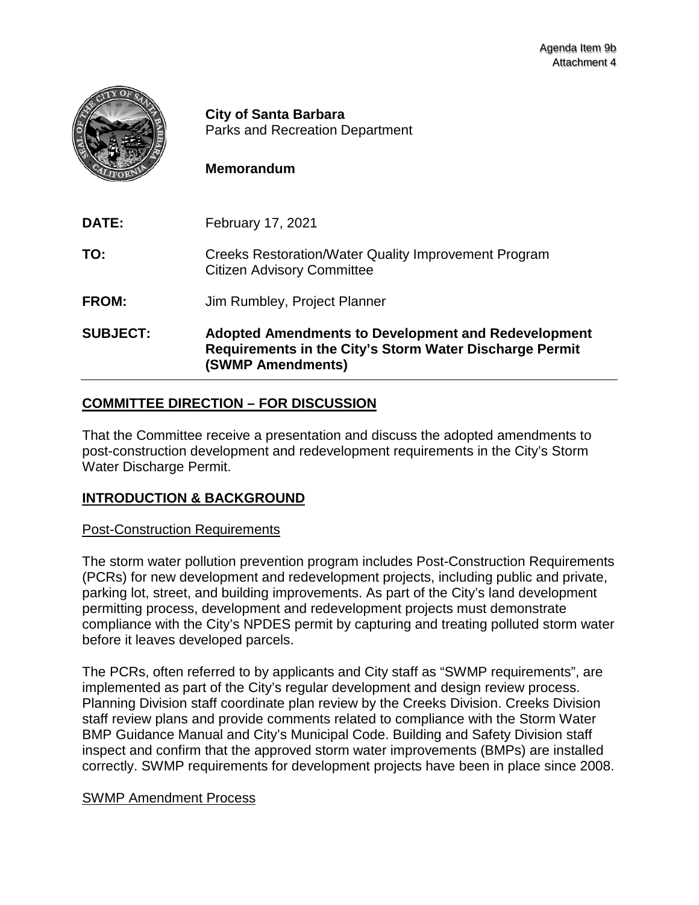Agenda Item 9b
Attachment 4

**City of Santa Barbara**
Parks and Recreation Department

**Memorandum**

**DATE:** February 17, 2021

**TO:** Creeks Restoration/Water Quality Improvement Program Citizen Advisory Committee

**FROM:** Jim Rumbley, Project Planner

**SUBJECT: Adopted Amendments to Development and Redevelopment Requirements in the City's Storm Water Discharge Permit (SWMP Amendments)**

## COMMITTEE DIRECTION – FOR DISCUSSION

That the Committee receive a presentation and discuss the adopted amendments to post-construction development and redevelopment requirements in the City's Storm Water Discharge Permit.

## INTRODUCTION & BACKGROUND

### Post-Construction Requirements

The storm water pollution prevention program includes Post-Construction Requirements (PCRs) for new development and redevelopment projects, including public and private, parking lot, street, and building improvements. As part of the City's land development permitting process, development and redevelopment projects must demonstrate compliance with the City's NPDES permit by capturing and treating polluted storm water before it leaves developed parcels.

The PCRs, often referred to by applicants and City staff as "SWMP requirements", are implemented as part of the City's regular development and design review process. Planning Division staff coordinate plan review by the Creeks Division. Creeks Division staff review plans and provide comments related to compliance with the Storm Water BMP Guidance Manual and City's Municipal Code. Building and Safety Division staff inspect and confirm that the approved storm water improvements (BMPs) are installed correctly. SWMP requirements for development projects have been in place since 2008.

### SWMP Amendment Process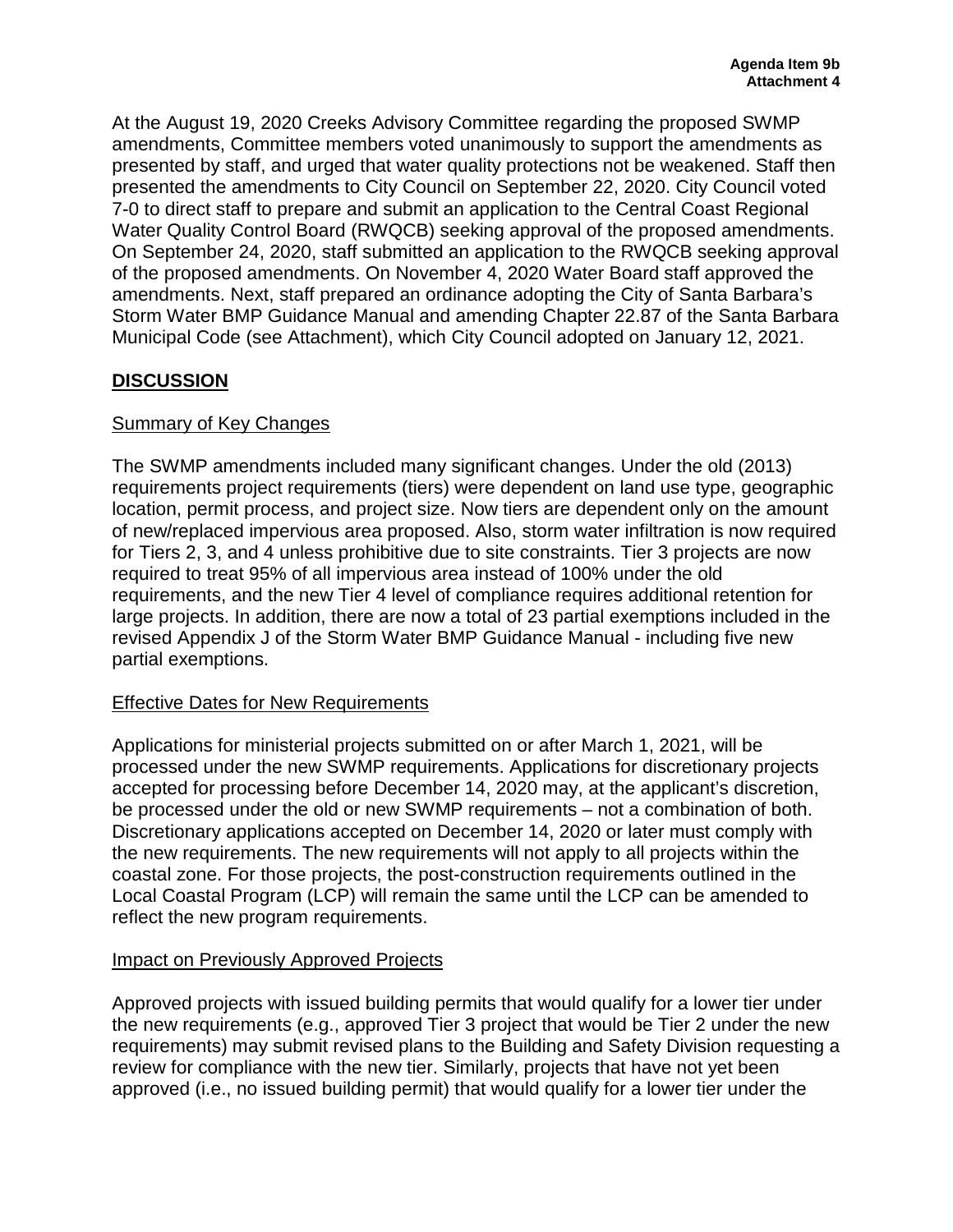At the August 19, 2020 Creeks Advisory Committee regarding the proposed SWMP amendments, Committee members voted unanimously to support the amendments as presented by staff, and urged that water quality protections not be weakened. Staff then presented the amendments to City Council on September 22, 2020. City Council voted 7-0 to direct staff to prepare and submit an application to the Central Coast Regional Water Quality Control Board (RWQCB) seeking approval of the proposed amendments. On September 24, 2020, staff submitted an application to the RWQCB seeking approval of the proposed amendments. On November 4, 2020 Water Board staff approved the amendments. Next, staff prepared an ordinance adopting the City of Santa Barbara's Storm Water BMP Guidance Manual and amending Chapter 22.87 of the Santa Barbara Municipal Code (see Attachment), which City Council adopted on January 12, 2021.

## DISCUSSION

### Summary of Key Changes

The SWMP amendments included many significant changes. Under the old (2013) requirements project requirements (tiers) were dependent on land use type, geographic location, permit process, and project size. Now tiers are dependent only on the amount of new/replaced impervious area proposed. Also, storm water infiltration is now required for Tiers 2, 3, and 4 unless prohibitive due to site constraints. Tier 3 projects are now required to treat 95% of all impervious area instead of 100% under the old requirements, and the new Tier 4 level of compliance requires additional retention for large projects. In addition, there are now a total of 23 partial exemptions included in the revised Appendix J of the Storm Water BMP Guidance Manual - including five new partial exemptions.

### Effective Dates for New Requirements

Applications for ministerial projects submitted on or after March 1, 2021, will be processed under the new SWMP requirements. Applications for discretionary projects accepted for processing before December 14, 2020 may, at the applicant's discretion, be processed under the old or new SWMP requirements – not a combination of both. Discretionary applications accepted on December 14, 2020 or later must comply with the new requirements. The new requirements will not apply to all projects within the coastal zone. For those projects, the post-construction requirements outlined in the Local Coastal Program (LCP) will remain the same until the LCP can be amended to reflect the new program requirements.

### Impact on Previously Approved Projects

Approved projects with issued building permits that would qualify for a lower tier under the new requirements (e.g., approved Tier 3 project that would be Tier 2 under the new requirements) may submit revised plans to the Building and Safety Division requesting a review for compliance with the new tier. Similarly, projects that have not yet been approved (i.e., no issued building permit) that would qualify for a lower tier under the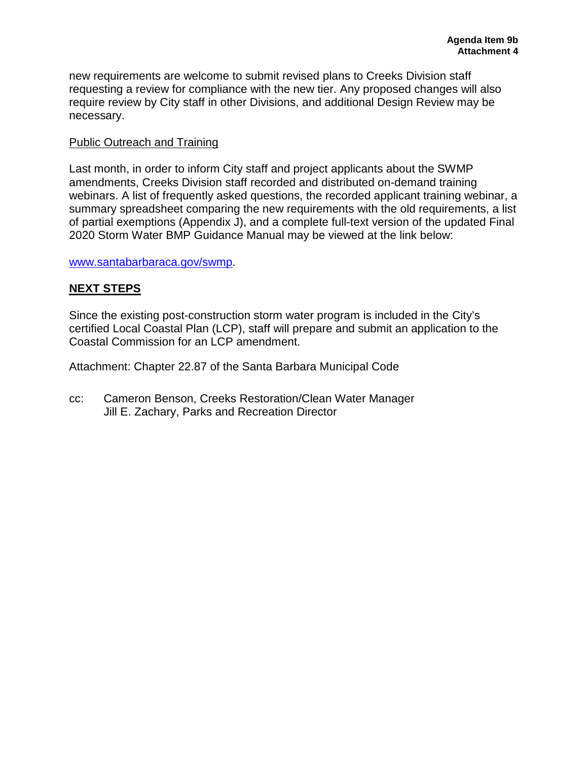new requirements are welcome to submit revised plans to Creeks Division staff requesting a review for compliance with the new tier. Any proposed changes will also require review by City staff in other Divisions, and additional Design Review may be necessary.

Public Outreach and Training

Last month, in order to inform City staff and project applicants about the SWMP amendments, Creeks Division staff recorded and distributed on-demand training webinars. A list of frequently asked questions, the recorded applicant training webinar, a summary spreadsheet comparing the new requirements with the old requirements, a list of partial exemptions (Appendix J), and a complete full-text version of the updated Final 2020 Storm Water BMP Guidance Manual may be viewed at the link below:

www.santabarbaraca.gov/swmp.

## NEXT STEPS

Since the existing post-construction storm water program is included in the City's certified Local Coastal Plan (LCP), staff will prepare and submit an application to the Coastal Commission for an LCP amendment.

Attachment: Chapter 22.87 of the Santa Barbara Municipal Code

cc: Cameron Benson, Creeks Restoration/Clean Water Manager
Jill E. Zachary, Parks and Recreation Director